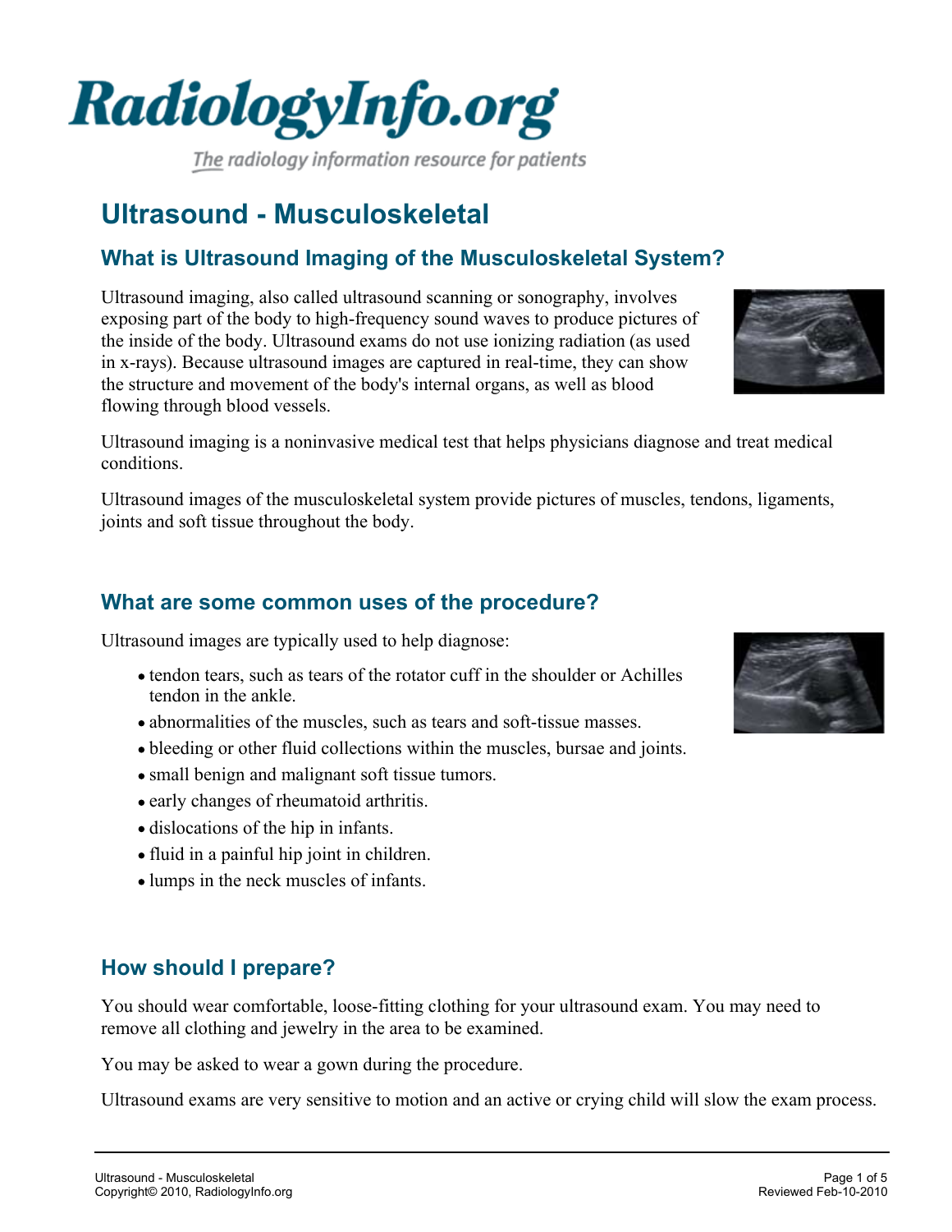# RadiologyInfo.org

*The radiology information resource for patients*

# Ultrasound - Musculoskeletal

## What is Ultrasound Imaging of the Musculoskeletal System?

Ultrasound imaging, also called ultrasound scanning or sonography, involves exposing part of the body to high-frequency sound waves to produce pictures of the inside of the body. Ultrasound exams do not use ionizing radiation (as used in x-rays). Because ultrasound images are captured in real-time, they can show the structure and movement of the body's internal organs, as well as blood flowing through blood vessels.

Ultrasound imaging is a noninvasive medical test that helps physicians diagnose and treat medical conditions.

Ultrasound images of the musculoskeletal system provide pictures of muscles, tendons, ligaments, joints and soft tissue throughout the body.

## What are some common uses of the procedure?

Ultrasound images are typically used to help diagnose:

- tendon tears, such as tears of the rotator cuff in the shoulder or Achilles tendon in the ankle.
- abnormalities of the muscles, such as tears and soft-tissue masses.
- bleeding or other fluid collections within the muscles, bursae and joints.
- small benign and malignant soft tissue tumors.
- early changes of rheumatoid arthritis.
- dislocations of the hip in infants.
- fluid in a painful hip joint in children.
- lumps in the neck muscles of infants.

## How should I prepare?

You should wear comfortable, loose-fitting clothing for your ultrasound exam. You may need to remove all clothing and jewelry in the area to be examined.

You may be asked to wear a gown during the procedure.

Ultrasound exams are very sensitive to motion and an active or crying child will slow the exam process.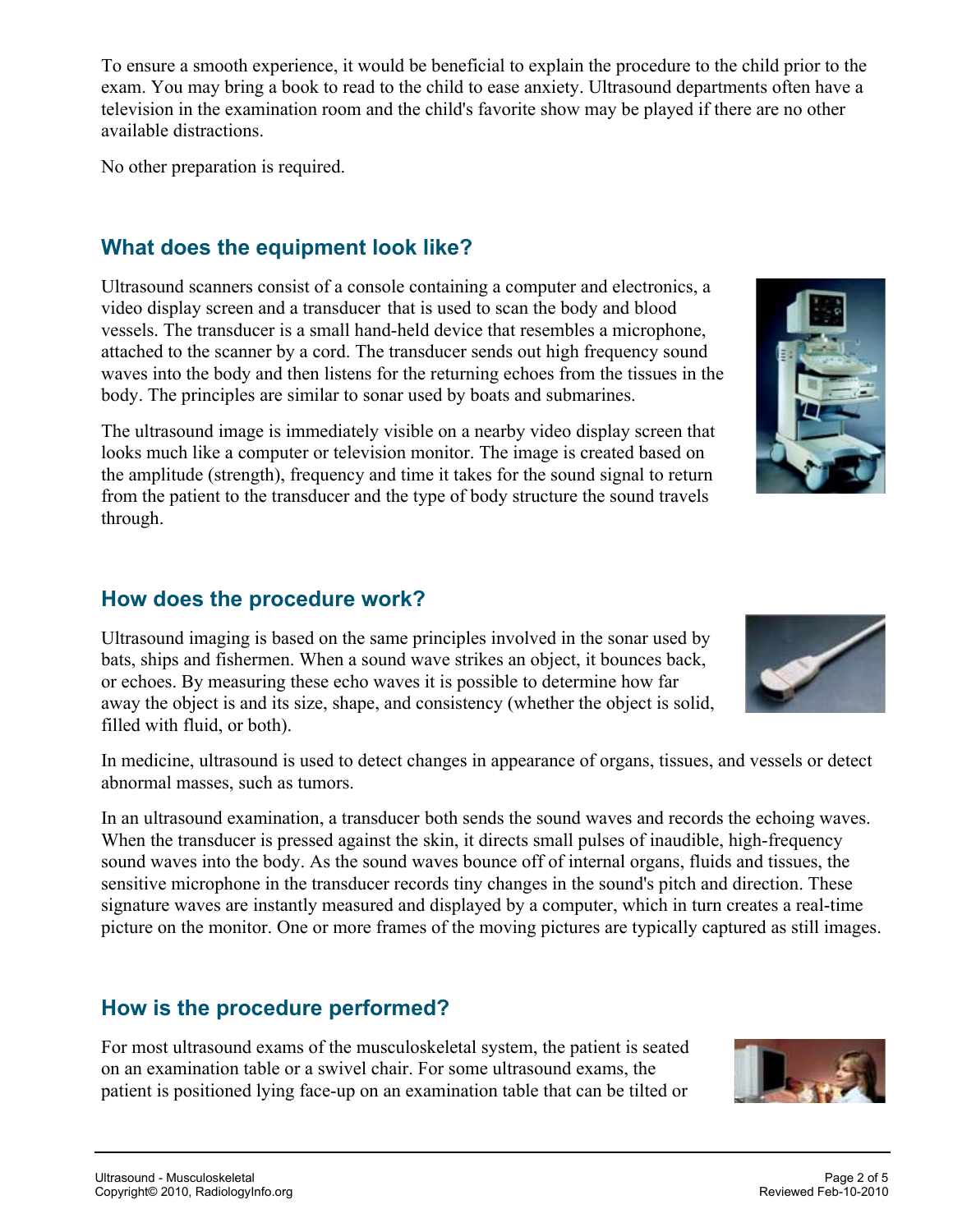To ensure a smooth experience, it would be beneficial to explain the procedure to the child prior to the exam. You may bring a book to read to the child to ease anxiety. Ultrasound departments often have a television in the examination room and the child's favorite show may be played if there are no other available distractions.

No other preparation is required.

## What does the equipment look like?

Ultrasound scanners consist of a console containing a computer and electronics, a video display screen and a transducer that is used to scan the body and blood vessels. The transducer is a small hand-held device that resembles a microphone, attached to the scanner by a cord. The transducer sends out high frequency sound waves into the body and then listens for the returning echoes from the tissues in the body. The principles are similar to sonar used by boats and submarines.

The ultrasound image is immediately visible on a nearby video display screen that looks much like a computer or television monitor. The image is created based on the amplitude (strength), frequency and time it takes for the sound signal to return from the patient to the transducer and the type of body structure the sound travels through.

## How does the procedure work?

Ultrasound imaging is based on the same principles involved in the sonar used by bats, ships and fishermen. When a sound wave strikes an object, it bounces back, or echoes. By measuring these echo waves it is possible to determine how far away the object is and its size, shape, and consistency (whether the object is solid, filled with fluid, or both).

In medicine, ultrasound is used to detect changes in appearance of organs, tissues, and vessels or detect abnormal masses, such as tumors.

In an ultrasound examination, a transducer both sends the sound waves and records the echoing waves. When the transducer is pressed against the skin, it directs small pulses of inaudible, high-frequency sound waves into the body. As the sound waves bounce off of internal organs, fluids and tissues, the sensitive microphone in the transducer records tiny changes in the sound's pitch and direction. These signature waves are instantly measured and displayed by a computer, which in turn creates a real-time picture on the monitor. One or more frames of the moving pictures are typically captured as still images.

## How is the procedure performed?

For most ultrasound exams of the musculoskeletal system, the patient is seated on an examination table or a swivel chair. For some ultrasound exams, the patient is positioned lying face-up on an examination table that can be tilted or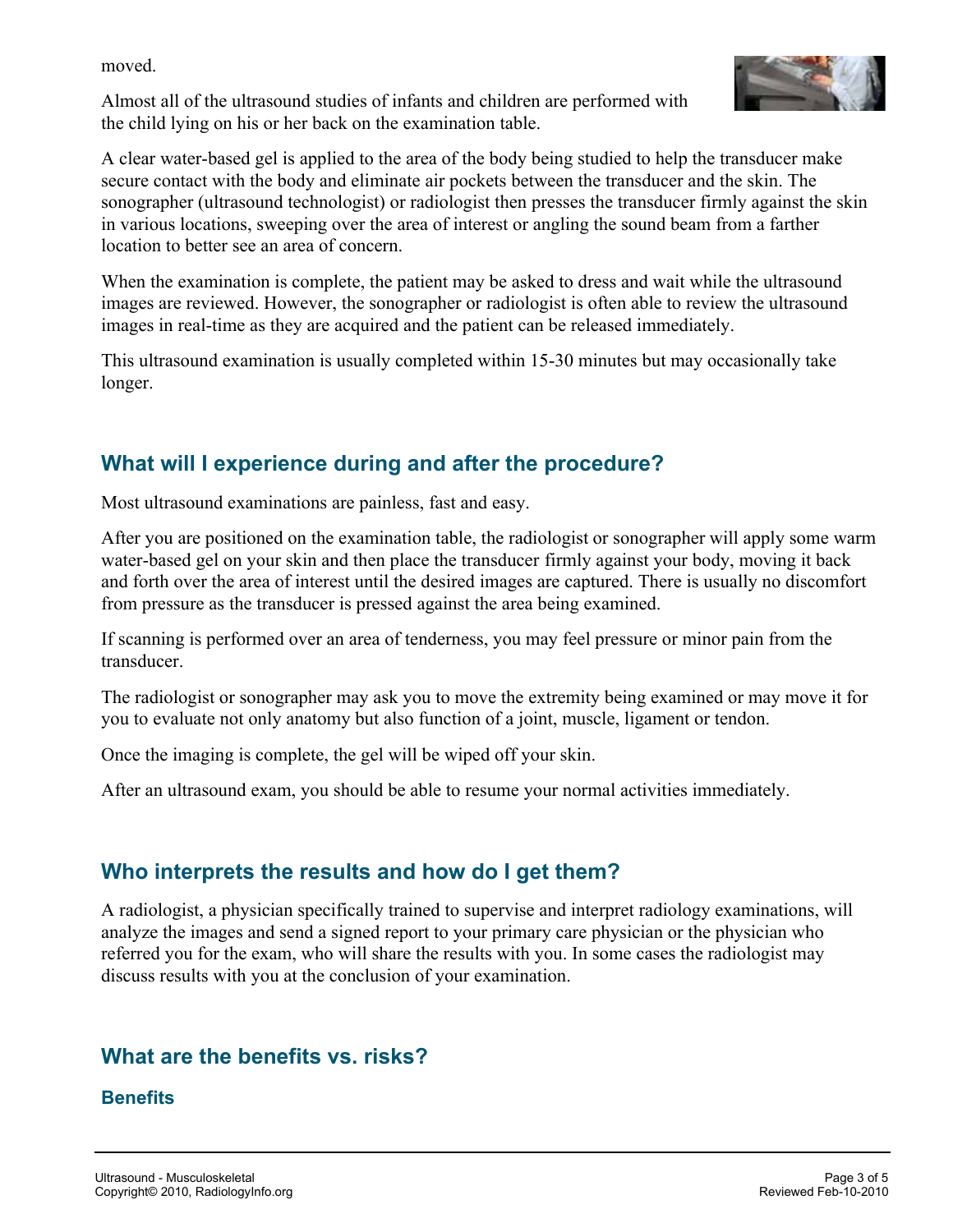moved.

Almost all of the ultrasound studies of infants and children are performed with the child lying on his or her back on the examination table.

A clear water-based gel is applied to the area of the body being studied to help the transducer make secure contact with the body and eliminate air pockets between the transducer and the skin. The sonographer (ultrasound technologist) or radiologist then presses the transducer firmly against the skin in various locations, sweeping over the area of interest or angling the sound beam from a farther location to better see an area of concern.

When the examination is complete, the patient may be asked to dress and wait while the ultrasound images are reviewed. However, the sonographer or radiologist is often able to review the ultrasound images in real-time as they are acquired and the patient can be released immediately.

This ultrasound examination is usually completed within 15-30 minutes but may occasionally take longer.

## What will I experience during and after the procedure?

Most ultrasound examinations are painless, fast and easy.

After you are positioned on the examination table, the radiologist or sonographer will apply some warm water-based gel on your skin and then place the transducer firmly against your body, moving it back and forth over the area of interest until the desired images are captured. There is usually no discomfort from pressure as the transducer is pressed against the area being examined.

If scanning is performed over an area of tenderness, you may feel pressure or minor pain from the transducer.

The radiologist or sonographer may ask you to move the extremity being examined or may move it for you to evaluate not only anatomy but also function of a joint, muscle, ligament or tendon.

Once the imaging is complete, the gel will be wiped off your skin.

After an ultrasound exam, you should be able to resume your normal activities immediately.

## Who interprets the results and how do I get them?

A radiologist, a physician specifically trained to supervise and interpret radiology examinations, will analyze the images and send a signed report to your primary care physician or the physician who referred you for the exam, who will share the results with you. In some cases the radiologist may discuss results with you at the conclusion of your examination.

## What are the benefits vs. risks?

### Benefits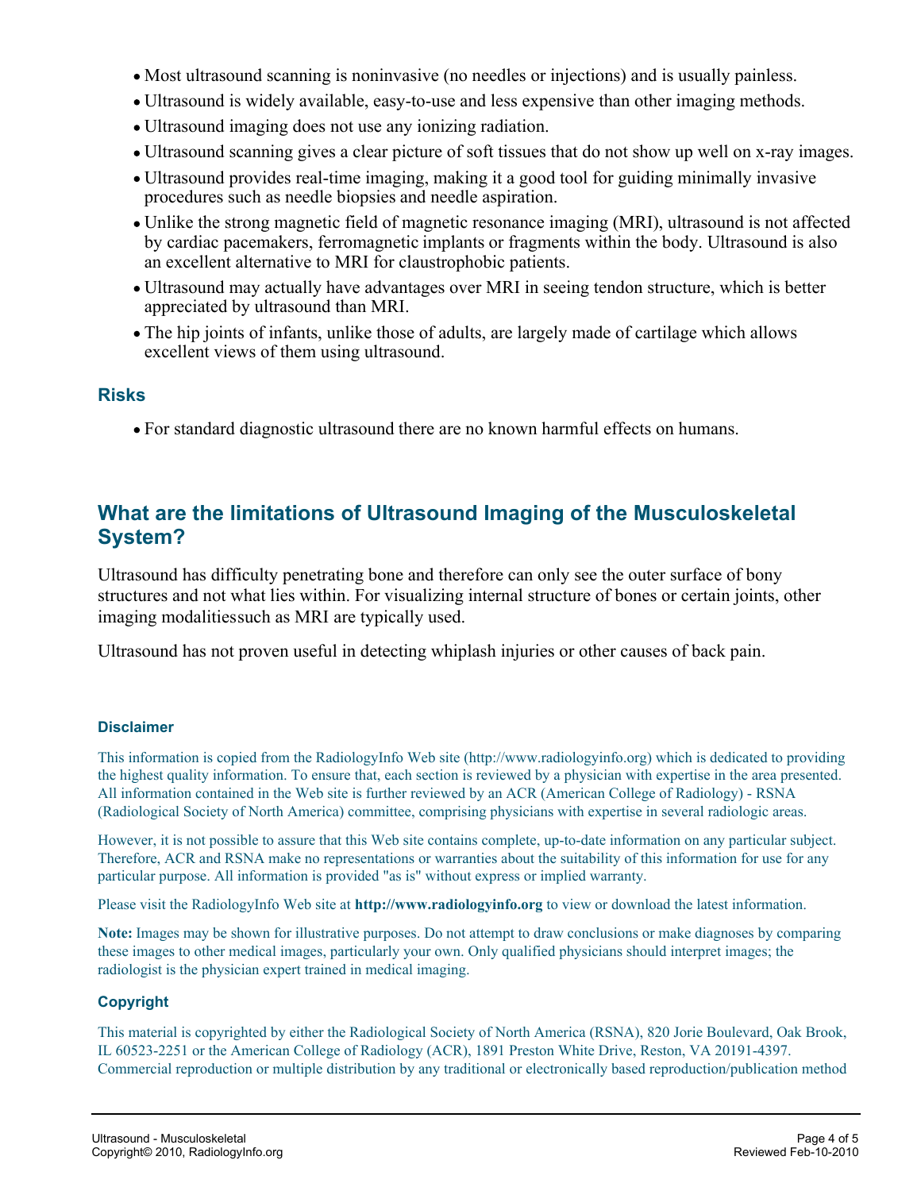- Most ultrasound scanning is noninvasive (no needles or injections) and is usually painless.
- Ultrasound is widely available, easy-to-use and less expensive than other imaging methods.
- Ultrasound imaging does not use any ionizing radiation.
- Ultrasound scanning gives a clear picture of soft tissues that do not show up well on x-ray images.
- Ultrasound provides real-time imaging, making it a good tool for guiding minimally invasive procedures such as needle biopsies and needle aspiration.
- Unlike the strong magnetic field of magnetic resonance imaging (MRI), ultrasound is not affected by cardiac pacemakers, ferromagnetic implants or fragments within the body. Ultrasound is also an excellent alternative to MRI for claustrophobic patients.
- Ultrasound may actually have advantages over MRI in seeing tendon structure, which is better appreciated by ultrasound than MRI.
- The hip joints of infants, unlike those of adults, are largely made of cartilage which allows excellent views of them using ultrasound.

### Risks

- For standard diagnostic ultrasound there are no known harmful effects on humans.

## What are the limitations of Ultrasound Imaging of the Musculoskeletal System?

Ultrasound has difficulty penetrating bone and therefore can only see the outer surface of bony structures and not what lies within. For visualizing internal structure of bones or certain joints, other imaging modalitiessuch as MRI are typically used.

Ultrasound has not proven useful in detecting whiplash injuries or other causes of back pain.

#### Disclaimer

This information is copied from the RadiologyInfo Web site (http://www.radiologyinfo.org) which is dedicated to providing the highest quality information. To ensure that, each section is reviewed by a physician with expertise in the area presented. All information contained in the Web site is further reviewed by an ACR (American College of Radiology) - RSNA (Radiological Society of North America) committee, comprising physicians with expertise in several radiologic areas.

However, it is not possible to assure that this Web site contains complete, up-to-date information on any particular subject. Therefore, ACR and RSNA make no representations or warranties about the suitability of this information for use for any particular purpose. All information is provided "as is" without express or implied warranty.

Please visit the RadiologyInfo Web site at **http://www.radiologyinfo.org** to view or download the latest information.

**Note:** Images may be shown for illustrative purposes. Do not attempt to draw conclusions or make diagnoses by comparing these images to other medical images, particularly your own. Only qualified physicians should interpret images; the radiologist is the physician expert trained in medical imaging.

#### Copyright

This material is copyrighted by either the Radiological Society of North America (RSNA), 820 Jorie Boulevard, Oak Brook, IL 60523-2251 or the American College of Radiology (ACR), 1891 Preston White Drive, Reston, VA 20191-4397. Commercial reproduction or multiple distribution by any traditional or electronically based reproduction/publication method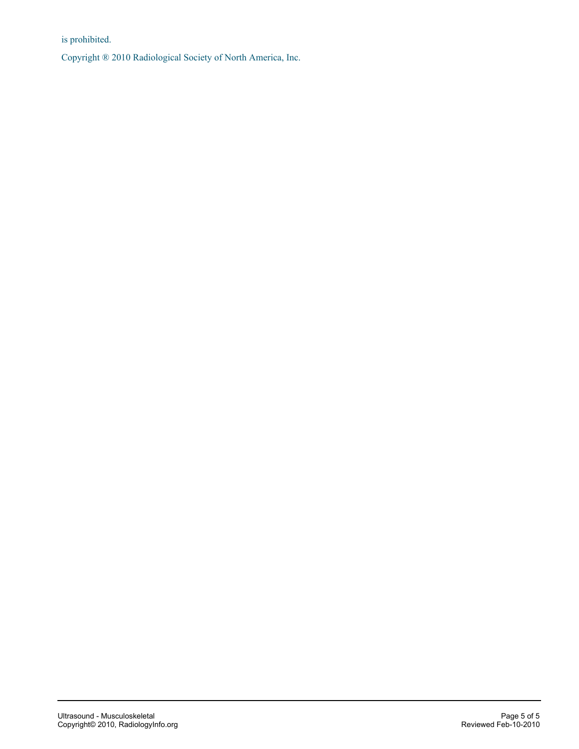is prohibited.

Copyright ® 2010 Radiological Society of North America, Inc.